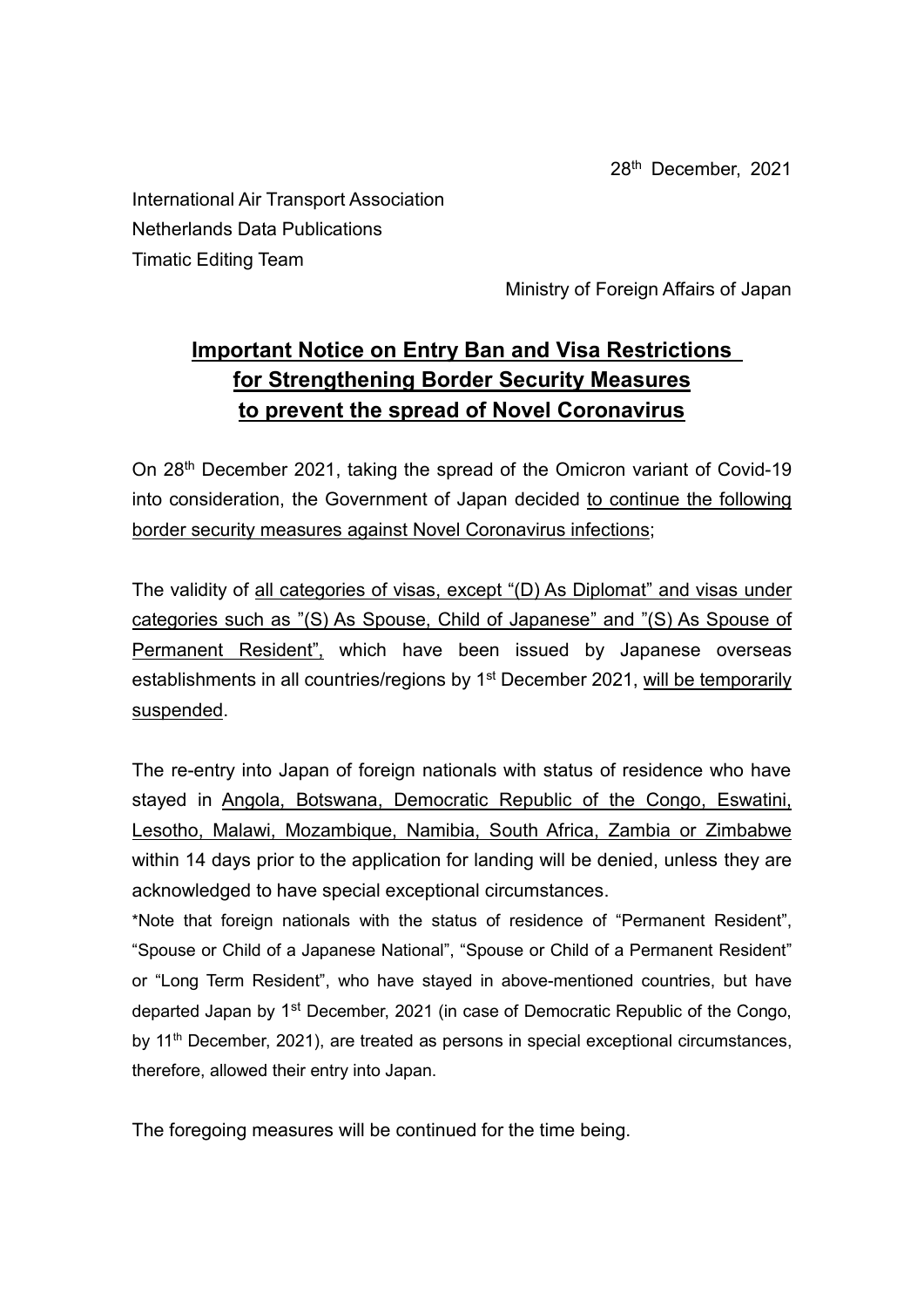28th December, 2021

International Air Transport Association
Netherlands Data Publications
Timatic Editing Team

Ministry of Foreign Affairs of Japan

# Important Notice on Entry Ban and Visa Restrictions for Strengthening Border Security Measures to prevent the spread of Novel Coronavirus

On 28th December 2021, taking the spread of the Omicron variant of Covid-19 into consideration, the Government of Japan decided to continue the following border security measures against Novel Coronavirus infections;

The validity of all categories of visas, except "(D) As Diplomat" and visas under categories such as "(S) As Spouse, Child of Japanese" and "(S) As Spouse of Permanent Resident", which have been issued by Japanese overseas establishments in all countries/regions by 1st December 2021, will be temporarily suspended.

The re-entry into Japan of foreign nationals with status of residence who have stayed in Angola, Botswana, Democratic Republic of the Congo, Eswatini, Lesotho, Malawi, Mozambique, Namibia, South Africa, Zambia or Zimbabwe within 14 days prior to the application for landing will be denied, unless they are acknowledged to have special exceptional circumstances.

*Note that foreign nationals with the status of residence of "Permanent Resident", "Spouse or Child of a Japanese National", "Spouse or Child of a Permanent Resident" or "Long Term Resident", who have stayed in above-mentioned countries, but have departed Japan by 1st December, 2021 (in case of Democratic Republic of the Congo, by 11th December, 2021), are treated as persons in special exceptional circumstances, therefore, allowed their entry into Japan.

The foregoing measures will be continued for the time being.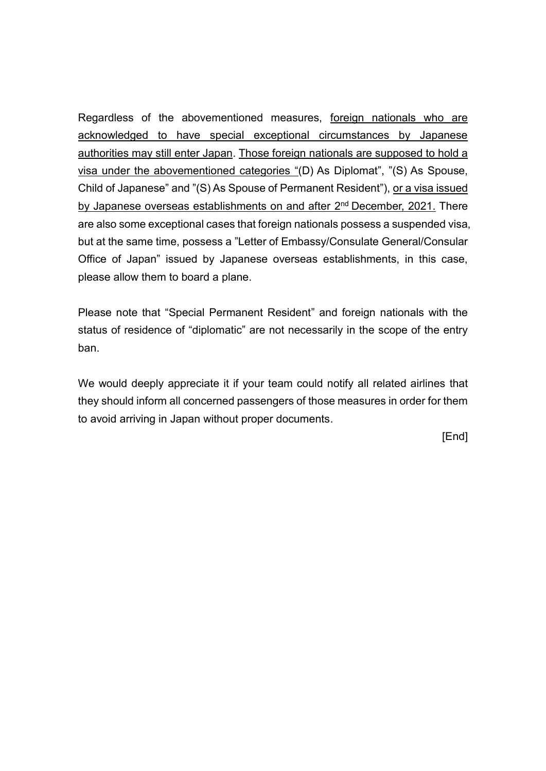Regardless of the abovementioned measures, foreign nationals who are acknowledged to have special exceptional circumstances by Japanese authorities may still enter Japan. Those foreign nationals are supposed to hold a visa under the abovementioned categories "(D) As Diplomat", "(S) As Spouse, Child of Japanese" and "(S) As Spouse of Permanent Resident"), or a visa issued by Japanese overseas establishments on and after 2nd December, 2021. There are also some exceptional cases that foreign nationals possess a suspended visa, but at the same time, possess a "Letter of Embassy/Consulate General/Consular Office of Japan" issued by Japanese overseas establishments, in this case, please allow them to board a plane.

Please note that "Special Permanent Resident" and foreign nationals with the status of residence of "diplomatic" are not necessarily in the scope of the entry ban.

We would deeply appreciate it if your team could notify all related airlines that they should inform all concerned passengers of those measures in order for them to avoid arriving in Japan without proper documents.

[End]